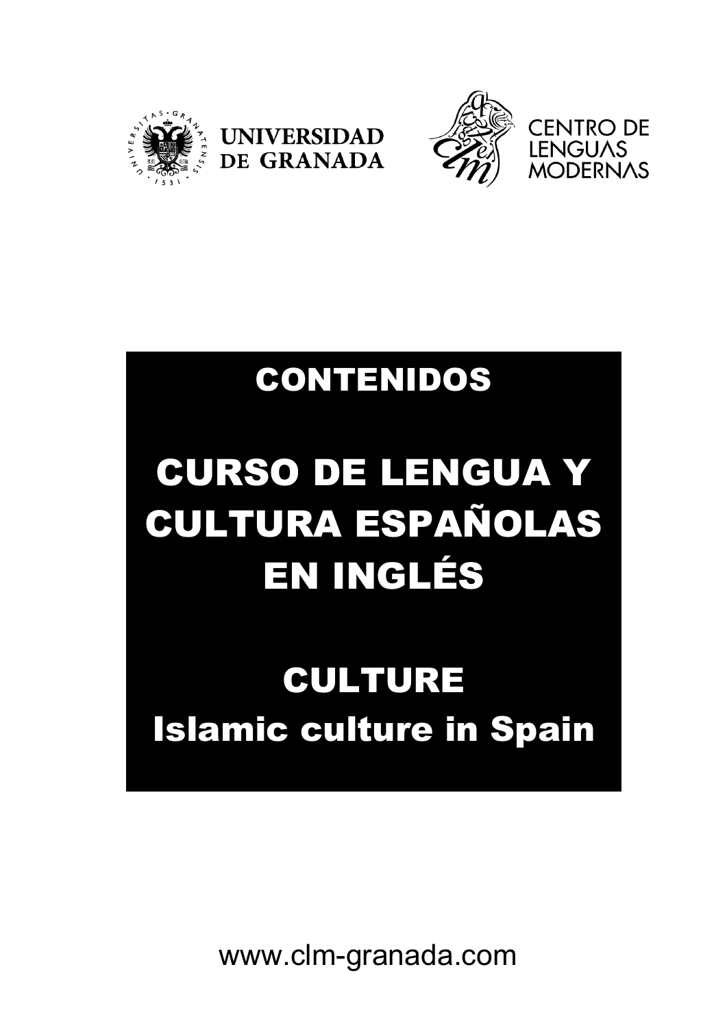UNIVERSIDAD DE GRANADA

CENTRO DE LENGUAS MODERNAS

# CONTENIDOS

# CURSO DE LENGUA Y CULTURA ESPAÑOLAS EN INGLÉS

## CULTURE

## Islamic culture in Spain

www.clm-granada.com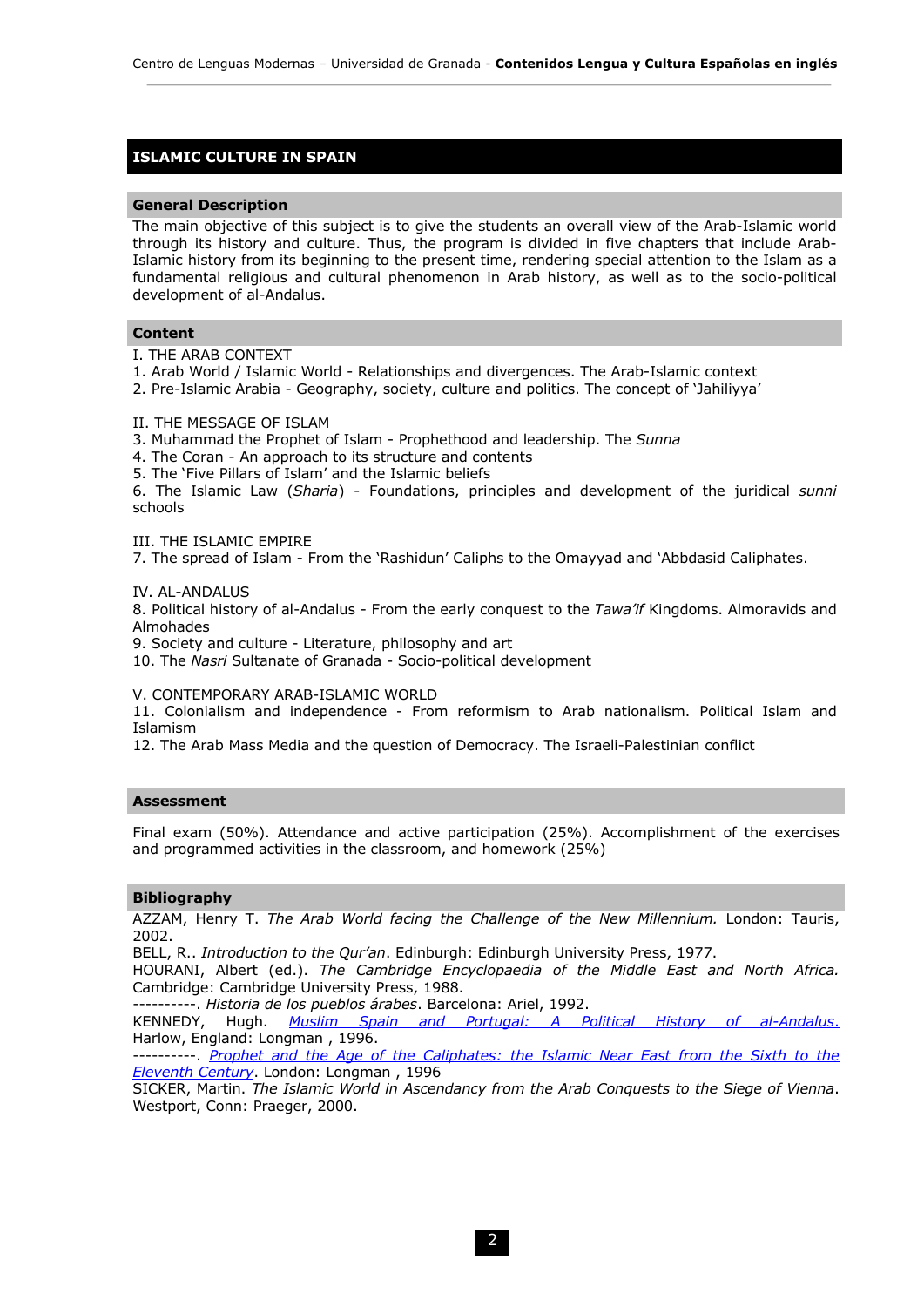## ISLAMIC CULTURE IN SPAIN

### General Description

The main objective of this subject is to give the students an overall view of the Arab-Islamic world through its history and culture. Thus, the program is divided in five chapters that include Arab-Islamic history from its beginning to the present time, rendering special attention to the Islam as a fundamental religious and cultural phenomenon in Arab history, as well as to the socio-political development of al-Andalus.

### Content

I. THE ARAB CONTEXT
1. Arab World / Islamic World - Relationships and divergences. The Arab-Islamic context
2. Pre-Islamic Arabia - Geography, society, culture and politics. The concept of 'Jahiliyya'

II. THE MESSAGE OF ISLAM
3. Muhammad the Prophet of Islam - Prophethood and leadership. The *Sunna*
4. The Coran - An approach to its structure and contents
5. The 'Five Pillars of Islam' and the Islamic beliefs
6. The Islamic Law (*Sharia*) - Foundations, principles and development of the juridical *sunni* schools

III. THE ISLAMIC EMPIRE
7. The spread of Islam - From the 'Rashidun' Caliphs to the Omayyad and 'Abbdasid Caliphates.

IV. AL-ANDALUS
8. Political history of al-Andalus - From the early conquest to the *Tawa'if* Kingdoms. Almoravids and Almohades
9. Society and culture - Literature, philosophy and art
10. The *Nasri* Sultanate of Granada - Socio-political development

V. CONTEMPORARY ARAB-ISLAMIC WORLD
11. Colonialism and independence - From reformism to Arab nationalism. Political Islam and Islamism
12. The Arab Mass Media and the question of Democracy. The Israeli-Palestinian conflict

### Assessment

Final exam (50%). Attendance and active participation (25%). Accomplishment of the exercises and programmed activities in the classroom, and homework (25%)

### Bibliography

AZZAM, Henry T. *The Arab World facing the Challenge of the New Millennium.* London: Tauris, 2002.
BELL, R.. *Introduction to the Qur'an*. Edinburgh: Edinburgh University Press, 1977.
HOURANI, Albert (ed.). *The Cambridge Encyclopaedia of the Middle East and North Africa.* Cambridge: Cambridge University Press, 1988.
----------. *Historia de los pueblos árabes*. Barcelona: Ariel, 1992.
KENNEDY, Hugh. *Muslim Spain and Portugal: A Political History of al-Andalus.* Harlow, England: Longman , 1996.
----------. *Prophet and the Age of the Caliphates: the Islamic Near East from the Sixth to the Eleventh Century*. London: Longman , 1996
SICKER, Martin. *The Islamic World in Ascendancy from the Arab Conquests to the Siege of Vienna*. Westport, Conn: Praeger, 2000.